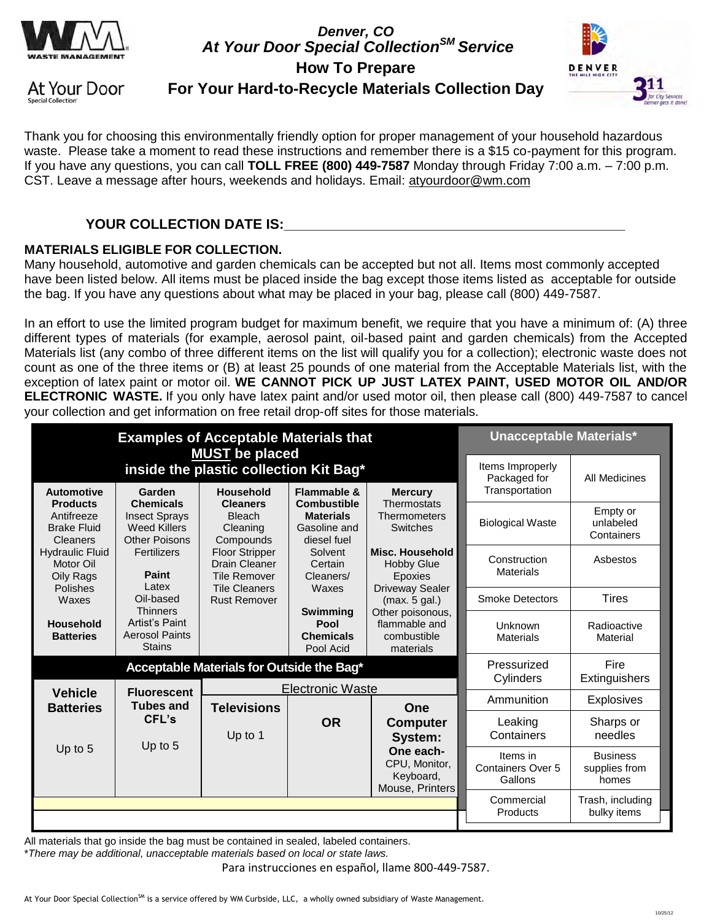# Denver, CO
# At Your Door Special Collection℠ Service
## How To Prepare
## For Your Hard-to-Recycle Materials Collection Day

At Your Door Special Collection

Thank you for choosing this environmentally friendly option for proper management of your household hazardous waste. Please take a moment to read these instructions and remember there is a $15 co-payment for this program. If you have any questions, you can call **TOLL FREE (800) 449-7587** Monday through Friday 7:00 a.m. – 7:00 p.m. CST. Leave a message after hours, weekends and holidays. Email: atyourdoor@wm.com

**YOUR COLLECTION DATE IS:**\_\_\_\_\_\_\_\_\_\_\_\_\_\_\_\_\_\_\_\_\_\_\_\_\_\_\_\_\_\_\_\_\_\_\_\_\_\_\_\_

**MATERIALS ELIGIBLE FOR COLLECTION.**

Many household, automotive and garden chemicals can be accepted but not all. Items most commonly accepted have been listed below. All items must be placed inside the bag except those items listed as acceptable for outside the bag. If you have any questions about what may be placed in your bag, please call (800) 449-7587.

In an effort to use the limited program budget for maximum benefit, we require that you have a minimum of: (A) three different types of materials (for example, aerosol paint, oil-based paint and garden chemicals) from the Accepted Materials list (any combo of three different items on the list will qualify you for a collection); electronic waste does not count as one of the three items or (B) at least 25 pounds of one material from the Acceptable Materials list, with the exception of latex paint or motor oil. **WE CANNOT PICK UP JUST LATEX PAINT, USED MOTOR OIL AND/OR ELECTRONIC WASTE.** If you only have latex paint and/or used motor oil, then please call (800) 449-7587 to cancel your collection and get information on free retail drop-off sites for those materials.

**Examples of Acceptable Materials that MUST be placed inside the plastic collection Kit Bag***

| Automotive Products | Garden Chemicals | Household Cleaners | Flammable & Combustible Materials | Mercury |
|---|---|---|---|---|
| Antifreeze<br>Brake Fluid<br>Cleaners<br>Hydraulic Fluid<br>Motor Oil<br>Oily Rags<br>Polishes<br>Waxes | Insect Sprays<br>Weed Killers<br>Other Poisons<br>Fertilizers | Bleach<br>Cleaning Compounds<br>Floor Stripper<br>Drain Cleaner<br>Tile Remover<br>Tile Cleaners<br>Rust Remover | Gasoline and diesel fuel<br>Solvent<br>Certain Cleaners/ Waxes | Thermostats<br>Thermometers<br>Switches |
| **Household Batteries** | **Paint**<br>Latex<br>Oil-based<br>Thinners<br>Artist's Paint<br>Aerosol Paints<br>Stains | | **Swimming Pool Chemicals**<br>Pool Acid | **Misc. Household**<br>Hobby Glue<br>Epoxies<br>Driveway Sealer (max. 5 gal.)<br>Other poisonous, flammable and combustible materials |

**Acceptable Materials for Outside the Bag***

| Vehicle Batteries | Fluorescent Tubes and CFL's | Electronic Waste | | |
|---|---|---|---|---|
| | | **Televisions** | **OR** | **One Computer System:** |
| Up to 5 | Up to 5 | Up to 1 | | **One each-** CPU, Monitor, Keyboard, Mouse, Printers |

**Unacceptable Materials***

| | |
|---|---|
| Items Improperly Packaged for Transportation | All Medicines |
| Biological Waste | Empty or unlabeled Containers |
| Construction Materials | Asbestos |
| Smoke Detectors | Tires |
| Unknown Materials | Radioactive Material |
| Pressurized Cylinders | Fire Extinguishers |
| Ammunition | Explosives |
| Leaking Containers | Sharps or needles |
| Items in Containers Over 5 Gallons | Business supplies from homes |
| Commercial Products | Trash, including bulky items |

All materials that go inside the bag must be contained in sealed, labeled containers.

**There may be additional, unacceptable materials based on local or state laws.*

Para instrucciones en español, llame 800-449-7587.

At Your Door Special Collection℠ is a service offered by WM Curbside, LLC, a wholly owned subsidiary of Waste Management.

10/25/12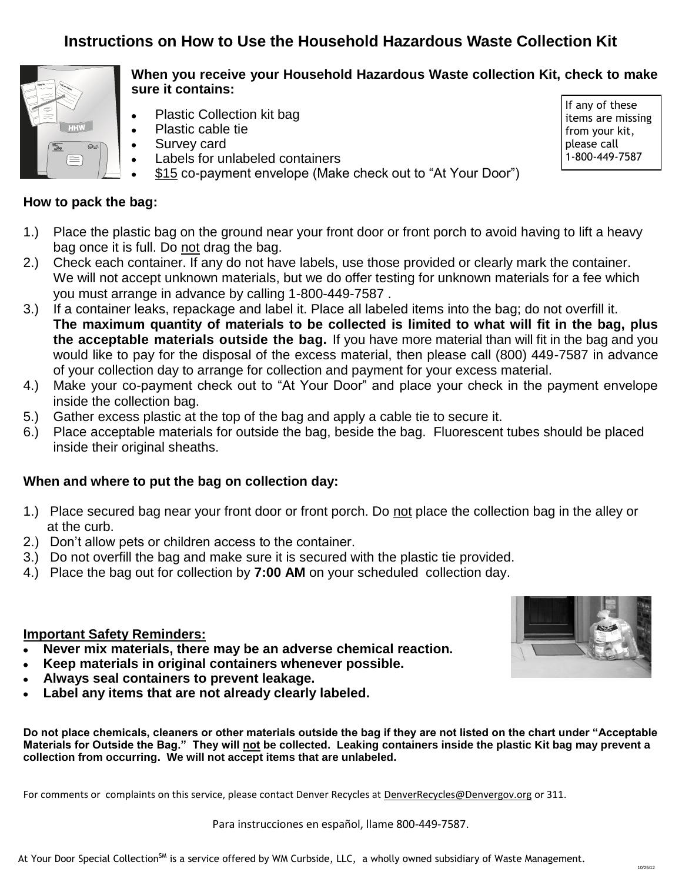# Instructions on How to Use the Household Hazardous Waste Collection Kit

**When you receive your Household Hazardous Waste collection Kit, check to make sure it contains:**

- Plastic Collection kit bag
- Plastic cable tie
- Survey card
- Labels for unlabeled containers
- $15 co-payment envelope (Make check out to "At Your Door")

If any of these items are missing from your kit, please call 1-800-449-7587

### How to pack the bag:

1.) Place the plastic bag on the ground near your front door or front porch to avoid having to lift a heavy bag once it is full. Do not drag the bag.

2.) Check each container. If any do not have labels, use those provided or clearly mark the container. We will not accept unknown materials, but we do offer testing for unknown materials for a fee which you must arrange in advance by calling 1-800-449-7587 .

3.) If a container leaks, repackage and label it. Place all labeled items into the bag; do not overfill it. **The maximum quantity of materials to be collected is limited to what will fit in the bag, plus the acceptable materials outside the bag.** If you have more material than will fit in the bag and you would like to pay for the disposal of the excess material, then please call (800) 449-7587 in advance of your collection day to arrange for collection and payment for your excess material.

4.) Make your co-payment check out to "At Your Door" and place your check in the payment envelope inside the collection bag.

5.) Gather excess plastic at the top of the bag and apply a cable tie to secure it.

6.) Place acceptable materials for outside the bag, beside the bag. Fluorescent tubes should be placed inside their original sheaths.

### When and where to put the bag on collection day:

1.) Place secured bag near your front door or front porch. Do not place the collection bag in the alley or at the curb.

2.) Don't allow pets or children access to the container.

3.) Do not overfill the bag and make sure it is secured with the plastic tie provided.

4.) Place the bag out for collection by **7:00 AM** on your scheduled collection day.

### Important Safety Reminders:

- **Never mix materials, there may be an adverse chemical reaction.**
- **Keep materials in original containers whenever possible.**
- **Always seal containers to prevent leakage.**
- **Label any items that are not already clearly labeled.**

**Do not place chemicals, cleaners or other materials outside the bag if they are not listed on the chart under "Acceptable Materials for Outside the Bag." They will not be collected. Leaking containers inside the plastic Kit bag may prevent a collection from occurring. We will not accept items that are unlabeled.**

For comments or complaints on this service, please contact Denver Recycles at DenverRecycles@Denvergov.org or 311.

Para instrucciones en español, llame 800-449-7587.

At Your Door Special Collection[SM] is a service offered by WM Curbside, LLC, a wholly owned subsidiary of Waste Management.

10/25/12